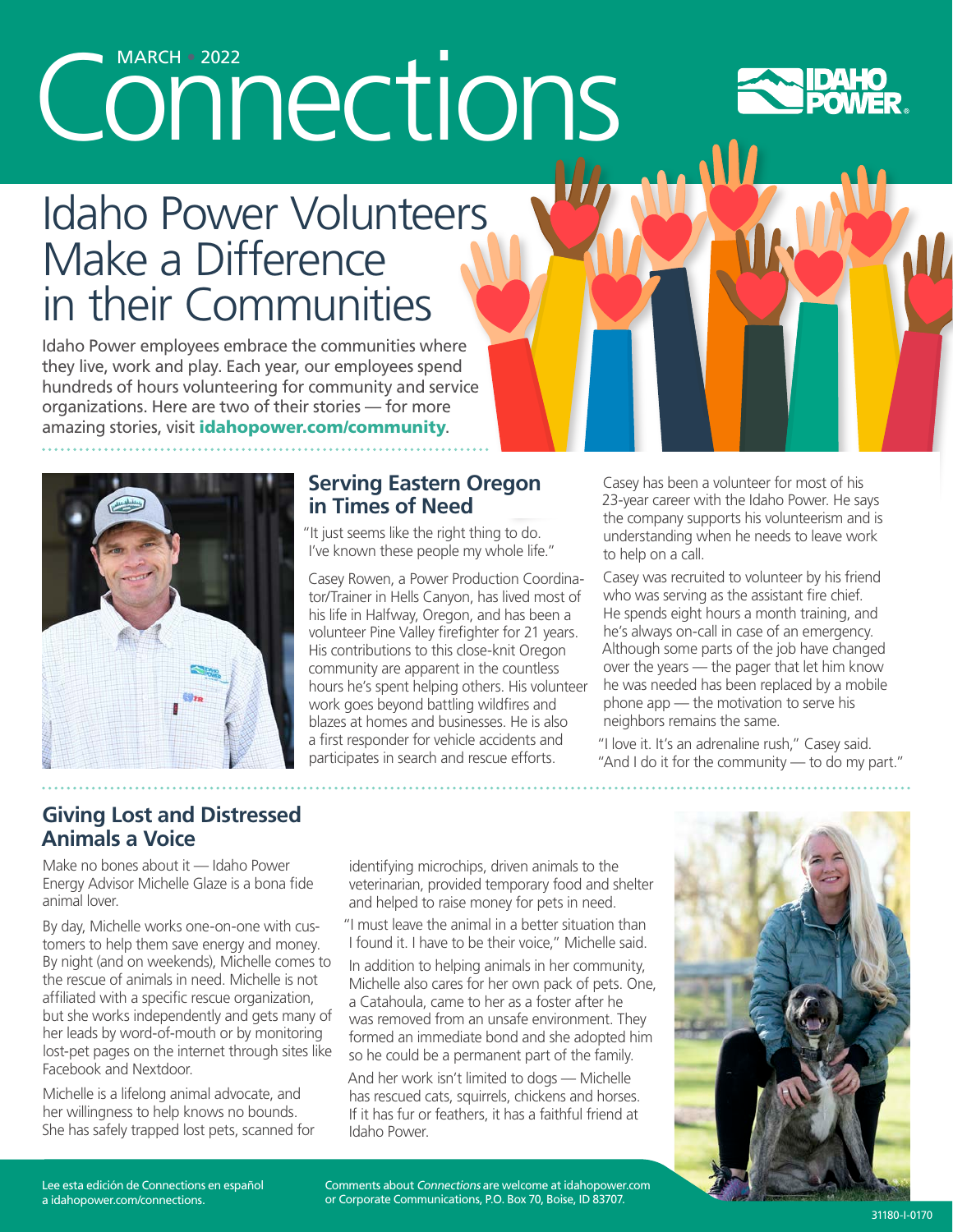MARCH • 2022

# Connections

# Idaho Power Volunteers Make a Difference in their Communities

Idaho Power employees embrace the communities where they live, work and play. Each year, our employees spend hundreds of hours volunteering for community and service organizations. Here are two of their stories — for more amazing stories, visit **idahopower.com/community**.

## Serving Eastern Oregon in Times of Need

"It just seems like the right thing to do. I've known these people my whole life."

Casey Rowen, a Power Production Coordinator/Trainer in Hells Canyon, has lived most of his life in Halfway, Oregon, and has been a volunteer Pine Valley firefighter for 21 years. His contributions to this close-knit Oregon community are apparent in the countless hours he's spent helping others. His volunteer work goes beyond battling wildfires and blazes at homes and businesses. He is also a first responder for vehicle accidents and participates in search and rescue efforts.

Casey has been a volunteer for most of his 23-year career with the Idaho Power. He says the company supports his volunteerism and is understanding when he needs to leave work to help on a call.

Casey was recruited to volunteer by his friend who was serving as the assistant fire chief. He spends eight hours a month training, and he's always on-call in case of an emergency. Although some parts of the job have changed over the years — the pager that let him know he was needed has been replaced by a mobile phone app — the motivation to serve his neighbors remains the same.

"I love it. It's an adrenaline rush," Casey said. "And I do it for the community — to do my part."

## Giving Lost and Distressed Animals a Voice

Make no bones about it — Idaho Power Energy Advisor Michelle Glaze is a bona fide animal lover.

By day, Michelle works one-on-one with customers to help them save energy and money. By night (and on weekends), Michelle comes to the rescue of animals in need. Michelle is not affiliated with a specific rescue organization, but she works independently and gets many of her leads by word-of-mouth or by monitoring lost-pet pages on the internet through sites like Facebook and Nextdoor.

Michelle is a lifelong animal advocate, and her willingness to help knows no bounds. She has safely trapped lost pets, scanned for identifying microchips, driven animals to the veterinarian, provided temporary food and shelter and helped to raise money for pets in need.

"I must leave the animal in a better situation than I found it. I have to be their voice," Michelle said.

In addition to helping animals in her community, Michelle also cares for her own pack of pets. One, a Catahoula, came to her as a foster after he was removed from an unsafe environment. They formed an immediate bond and she adopted him so he could be a permanent part of the family.

And her work isn't limited to dogs — Michelle has rescued cats, squirrels, chickens and horses. If it has fur or feathers, it has a faithful friend at Idaho Power.

Lee esta edición de Connections en español a idahopower.com/connections.

Comments about *Connections* are welcome at idahopower.com or Corporate Communications, P.O. Box 70, Boise, ID 83707.

31180-I-0170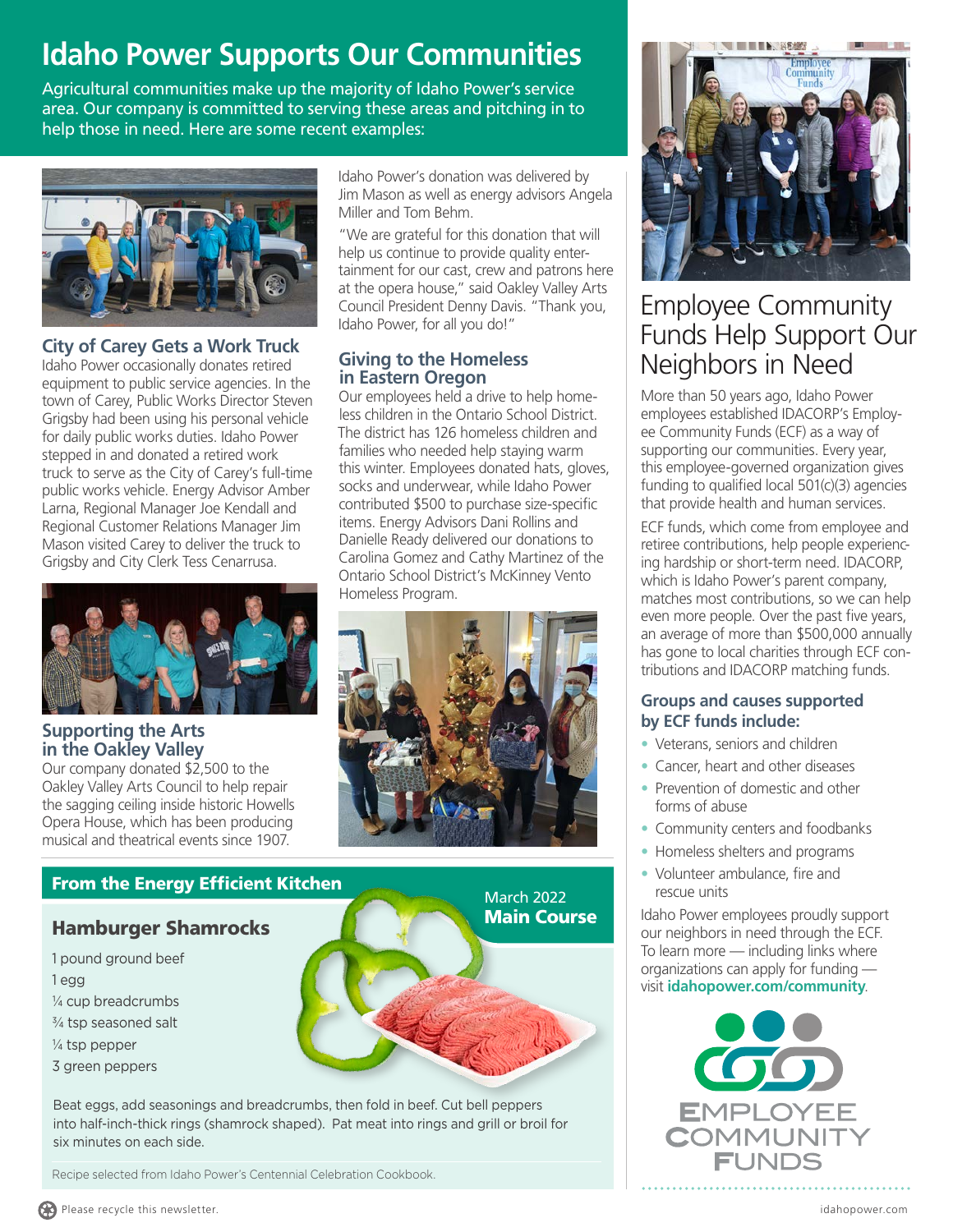# Idaho Power Supports Our Communities

Agricultural communities make up the majority of Idaho Power's service area. Our company is committed to serving these areas and pitching in to help those in need. Here are some recent examples:

## City of Carey Gets a Work Truck

Idaho Power occasionally donates retired equipment to public service agencies. In the town of Carey, Public Works Director Steven Grigsby had been using his personal vehicle for daily public works duties. Idaho Power stepped in and donated a retired work truck to serve as the City of Carey's full-time public works vehicle. Energy Advisor Amber Larna, Regional Manager Joe Kendall and Regional Customer Relations Manager Jim Mason visited Carey to deliver the truck to Grigsby and City Clerk Tess Cenarrusa.

## Supporting the Arts in the Oakley Valley

Our company donated $2,500 to the Oakley Valley Arts Council to help repair the sagging ceiling inside historic Howells Opera House, which has been producing musical and theatrical events since 1907.

Idaho Power's donation was delivered by Jim Mason as well as energy advisors Angela Miller and Tom Behm.

"We are grateful for this donation that will help us continue to provide quality entertainment for our cast, crew and patrons here at the opera house," said Oakley Valley Arts Council President Denny Davis. "Thank you, Idaho Power, for all you do!"

## Giving to the Homeless in Eastern Oregon

Our employees held a drive to help homeless children in the Ontario School District. The district has 126 homeless children and families who needed help staying warm this winter. Employees donated hats, gloves, socks and underwear, while Idaho Power contributed $500 to purchase size-specific items. Energy Advisors Dani Rollins and Danielle Ready delivered our donations to Carolina Gomez and Cathy Martinez of the Ontario School District's McKinney Vento Homeless Program.

# Employee Community Funds Help Support Our Neighbors in Need

More than 50 years ago, Idaho Power employees established IDACORP's Employee Community Funds (ECF) as a way of supporting our communities. Every year, this employee-governed organization gives funding to qualified local 501(c)(3) agencies that provide health and human services.

ECF funds, which come from employee and retiree contributions, help people experiencing hardship or short-term need. IDACORP, which is Idaho Power's parent company, matches most contributions, so we can help even more people. Over the past five years, an average of more than $500,000 annually has gone to local charities through ECF contributions and IDACORP matching funds.

## Groups and causes supported by ECF funds include:

- Veterans, seniors and children
- Cancer, heart and other diseases
- Prevention of domestic and other forms of abuse
- Community centers and foodbanks
- Homeless shelters and programs
- Volunteer ambulance, fire and rescue units

Idaho Power employees proudly support our neighbors in need through the ECF. To learn more — including links where organizations can apply for funding — visit **idahopower.com/community**.

EMPLOYEE COMMUNITY FUNDS

## From the Energy Efficient Kitchen

March 2022
**Main Course**

### Hamburger Shamrocks

1 pound ground beef
1 egg
¼ cup breadcrumbs
¾ tsp seasoned salt
¼ tsp pepper
3 green peppers

Beat eggs, add seasonings and breadcrumbs, then fold in beef. Cut bell peppers into half-inch-thick rings (shamrock shaped). Pat meat into rings and grill or broil for six minutes on each side.

Recipe selected from Idaho Power's Centennial Celebration Cookbook.

Please recycle this newsletter.